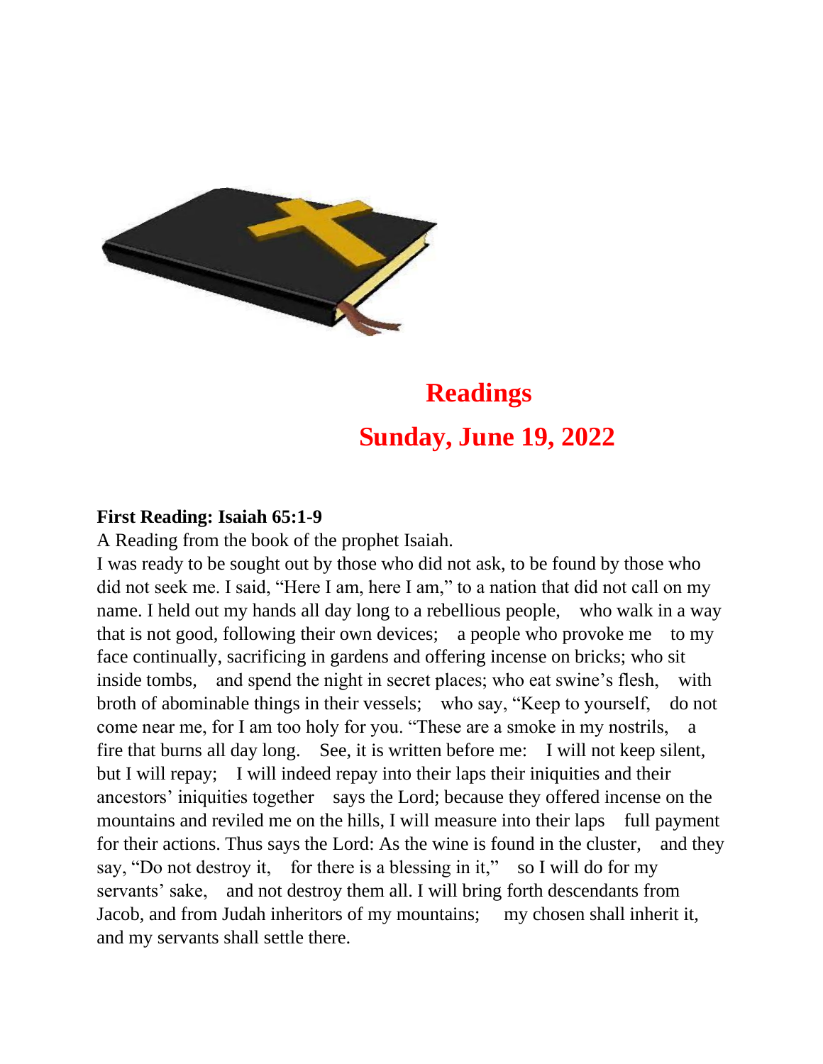# Readings

## Sunday, June 19, 2022

**First Reading: Isaiah 65:1-9**

A Reading from the book of the prophet Isaiah.

I was ready to be sought out by those who did not ask, to be found by those who did not seek me. I said, "Here I am, here I am," to a nation that did not call on my name. I held out my hands all day long to a rebellious people, who walk in a way that is not good, following their own devices; a people who provoke me to my face continually, sacrificing in gardens and offering incense on bricks; who sit inside tombs, and spend the night in secret places; who eat swine's flesh, with broth of abominable things in their vessels; who say, "Keep to yourself, do not come near me, for I am too holy for you. "These are a smoke in my nostrils, a fire that burns all day long. See, it is written before me: I will not keep silent, but I will repay; I will indeed repay into their laps their iniquities and their ancestors' iniquities together says the Lord; because they offered incense on the mountains and reviled me on the hills, I will measure into their laps full payment for their actions. Thus says the Lord: As the wine is found in the cluster, and they say, "Do not destroy it, for there is a blessing in it," so I will do for my servants' sake, and not destroy them all. I will bring forth descendants from Jacob, and from Judah inheritors of my mountains; my chosen shall inherit it, and my servants shall settle there.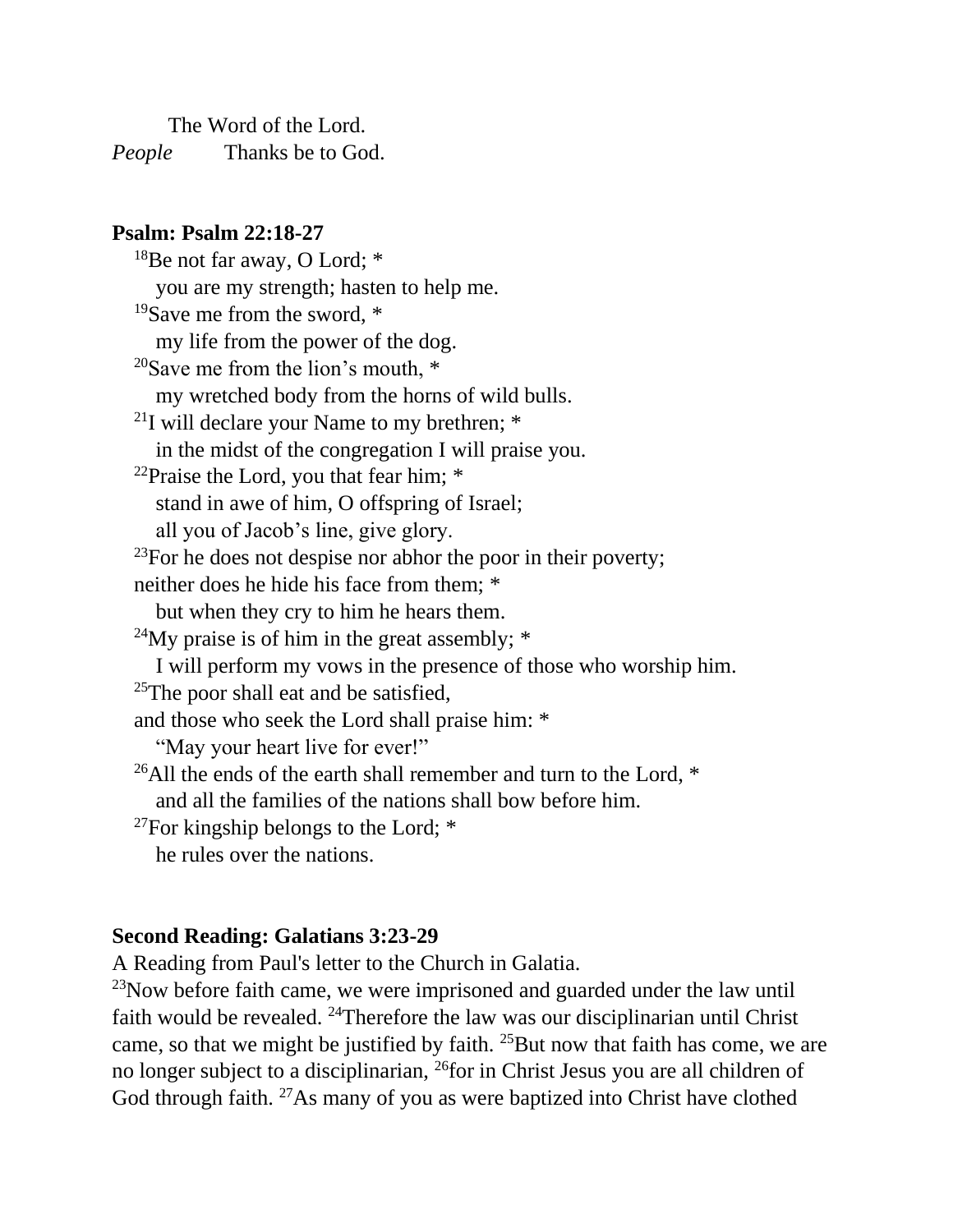The Word of the Lord.
*People* Thanks be to God.

**Psalm: Psalm 22:18-27**

[18]Be not far away, O Lord; *
you are my strength; hasten to help me.
[19]Save me from the sword, *
my life from the power of the dog.
[20]Save me from the lion's mouth, *
my wretched body from the horns of wild bulls.
[21]I will declare your Name to my brethren; *
in the midst of the congregation I will praise you.
[22]Praise the Lord, you that fear him; *
stand in awe of him, O offspring of Israel;
all you of Jacob's line, give glory.
[23]For he does not despise nor abhor the poor in their poverty;
neither does he hide his face from them; *
but when they cry to him he hears them.
[24]My praise is of him in the great assembly; *
I will perform my vows in the presence of those who worship him.
[25]The poor shall eat and be satisfied,
and those who seek the Lord shall praise him: *
"May your heart live for ever!"
[26]All the ends of the earth shall remember and turn to the Lord, *
and all the families of the nations shall bow before him.
[27]For kingship belongs to the Lord; *
he rules over the nations.

**Second Reading: Galatians 3:23-29**

A Reading from Paul's letter to the Church in Galatia.
[23]Now before faith came, we were imprisoned and guarded under the law until faith would be revealed. [24]Therefore the law was our disciplinarian until Christ came, so that we might be justified by faith. [25]But now that faith has come, we are no longer subject to a disciplinarian, [26]for in Christ Jesus you are all children of God through faith. [27]As many of you as were baptized into Christ have clothed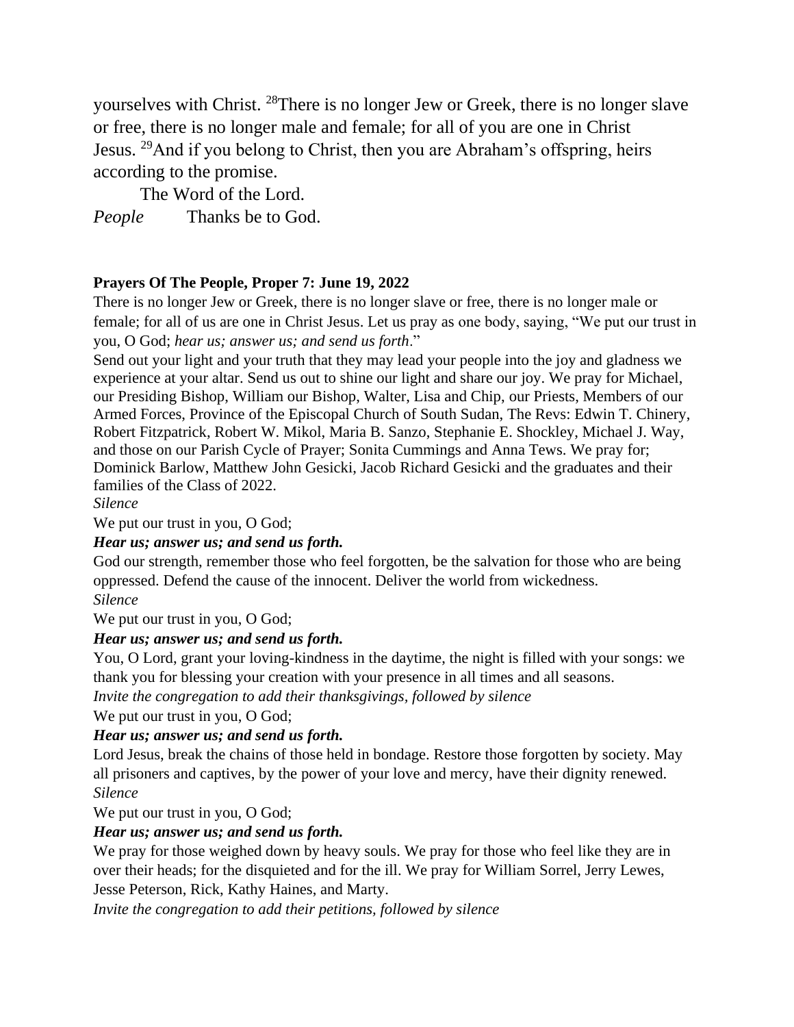yourselves with Christ. [28]There is no longer Jew or Greek, there is no longer slave or free, there is no longer male and female; for all of you are one in Christ Jesus. [29]And if you belong to Christ, then you are Abraham's offspring, heirs according to the promise.

The Word of the Lord.

*People* Thanks be to God.

**Prayers Of The People, Proper 7: June 19, 2022**

There is no longer Jew or Greek, there is no longer slave or free, there is no longer male or female; for all of us are one in Christ Jesus. Let us pray as one body, saying, "We put our trust in you, O God; *hear us; answer us; and send us forth*."

Send out your light and your truth that they may lead your people into the joy and gladness we experience at your altar. Send us out to shine our light and share our joy. We pray for Michael, our Presiding Bishop, William our Bishop, Walter, Lisa and Chip, our Priests, Members of our Armed Forces, Province of the Episcopal Church of South Sudan, The Revs: Edwin T. Chinery, Robert Fitzpatrick, Robert W. Mikol, Maria B. Sanzo, Stephanie E. Shockley, Michael J. Way, and those on our Parish Cycle of Prayer; Sonita Cummings and Anna Tews. We pray for; Dominick Barlow, Matthew John Gesicki, Jacob Richard Gesicki and the graduates and their families of the Class of 2022.

*Silence*

We put our trust in you, O God;

***Hear us; answer us; and send us forth.***

God our strength, remember those who feel forgotten, be the salvation for those who are being oppressed. Defend the cause of the innocent. Deliver the world from wickedness.

*Silence*

We put our trust in you, O God;

***Hear us; answer us; and send us forth.***

You, O Lord, grant your loving-kindness in the daytime, the night is filled with your songs: we thank you for blessing your creation with your presence in all times and all seasons.

*Invite the congregation to add their thanksgivings, followed by silence*

We put our trust in you, O God;

***Hear us; answer us; and send us forth.***

Lord Jesus, break the chains of those held in bondage. Restore those forgotten by society. May all prisoners and captives, by the power of your love and mercy, have their dignity renewed.

*Silence*

We put our trust in you, O God;

***Hear us; answer us; and send us forth.***

We pray for those weighed down by heavy souls. We pray for those who feel like they are in over their heads; for the disquieted and for the ill. We pray for William Sorrel, Jerry Lewes, Jesse Peterson, Rick, Kathy Haines, and Marty.

*Invite the congregation to add their petitions, followed by silence*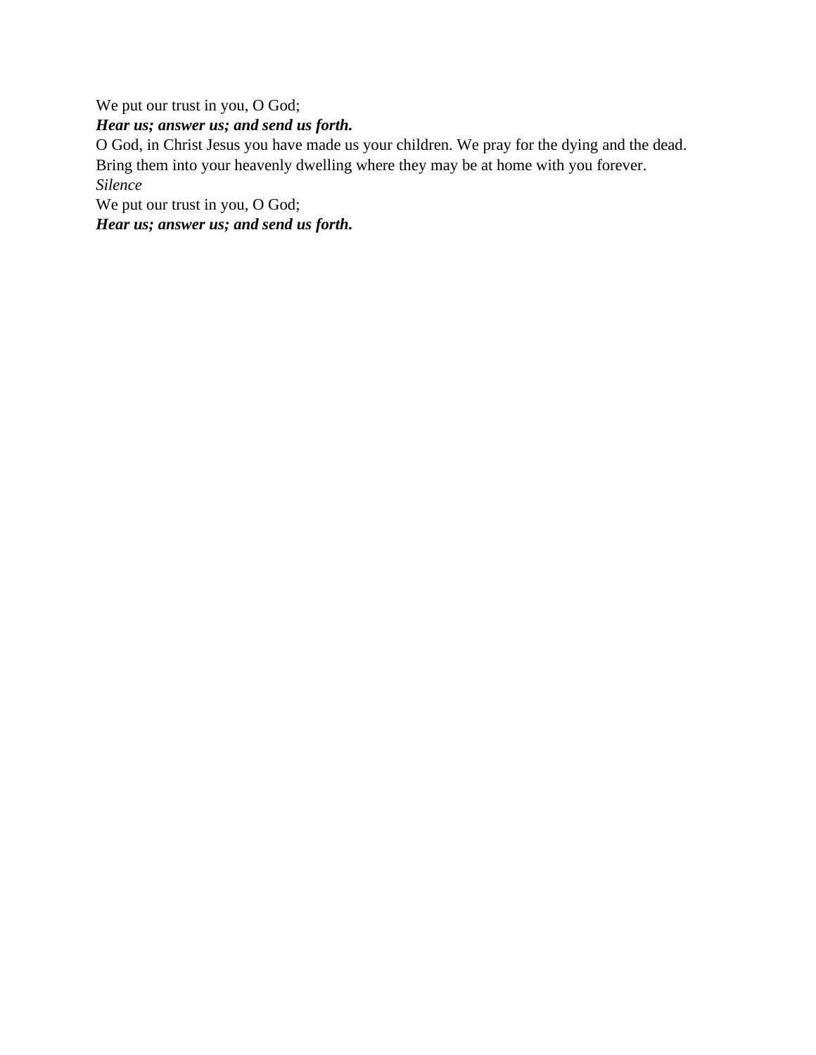We put our trust in you, O God;
***Hear us; answer us; and send us forth.***
O God, in Christ Jesus you have made us your children. We pray for the dying and the dead. Bring them into your heavenly dwelling where they may be at home with you forever.
*Silence*
We put our trust in you, O God;
***Hear us; answer us; and send us forth.***